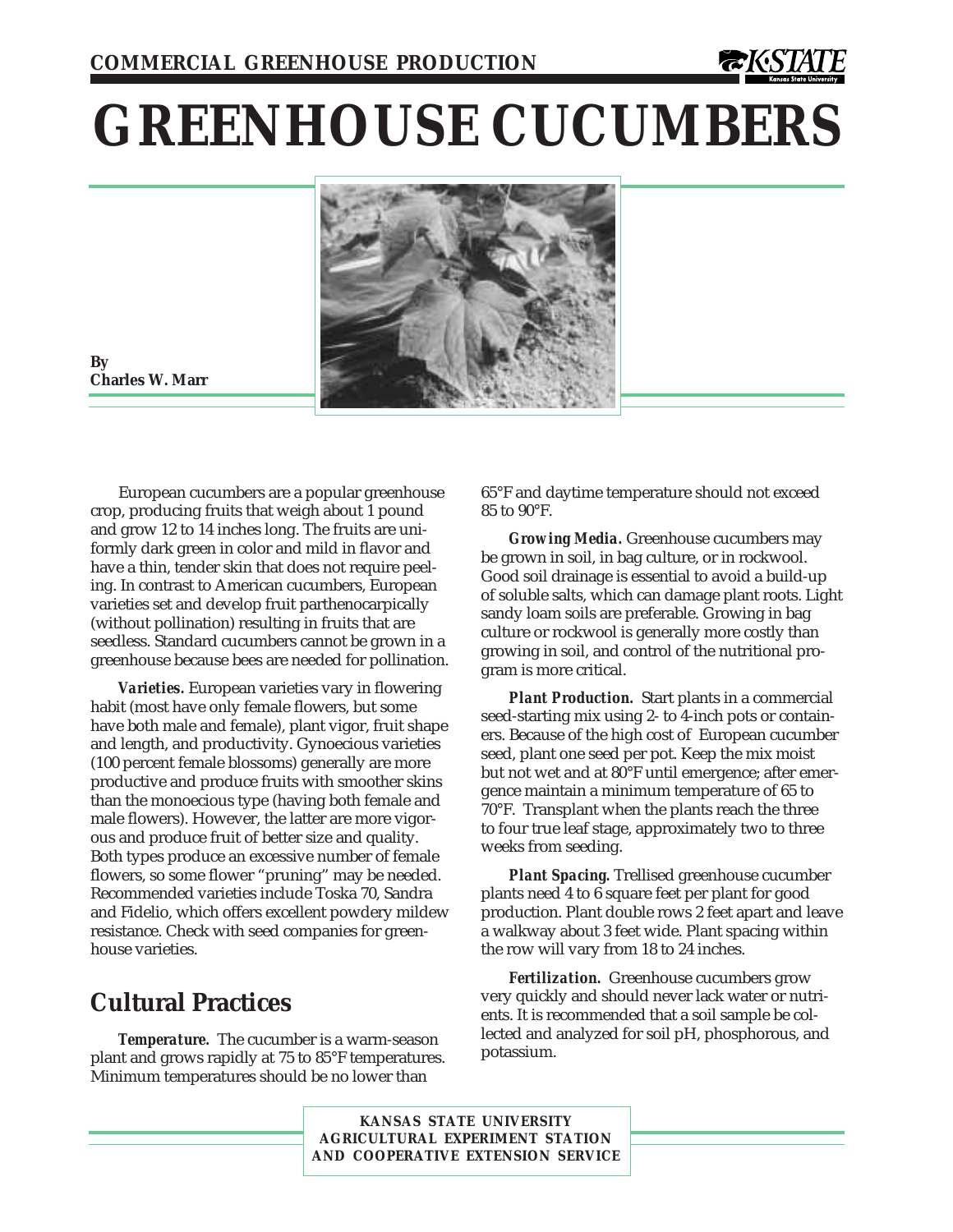COMMERCIAL GREENHOUSE PRODUCTION

# GREENHOUSE CUCUMBERS

**By**
**Charles W. Marr**

European cucumbers are a popular greenhouse crop, producing fruits that weigh about 1 pound and grow 12 to 14 inches long. The fruits are uniformly dark green in color and mild in flavor and have a thin, tender skin that does not require peeling. In contrast to American cucumbers, European varieties set and develop fruit parthenocarpically (without pollination) resulting in fruits that are seedless. Standard cucumbers cannot be grown in a greenhouse because bees are needed for pollination.

***Varieties.*** European varieties vary in flowering habit (most have only female flowers, but some have both male and female), plant vigor, fruit shape and length, and productivity. Gynoecious varieties (100 percent female blossoms) generally are more productive and produce fruits with smoother skins than the monoecious type (having both female and male flowers). However, the latter are more vigorous and produce fruit of better size and quality. Both types produce an excessive number of female flowers, so some flower "pruning" may be needed. Recommended varieties include Toska 70, Sandra and Fidelio, which offers excellent powdery mildew resistance. Check with seed companies for greenhouse varieties.

## Cultural Practices

***Temperature.*** The cucumber is a warm-season plant and grows rapidly at 75 to 85°F temperatures. Minimum temperatures should be no lower than 65°F and daytime temperature should not exceed 85 to 90°F.

***Growing Media.*** Greenhouse cucumbers may be grown in soil, in bag culture, or in rockwool. Good soil drainage is essential to avoid a build-up of soluble salts, which can damage plant roots. Light sandy loam soils are preferable. Growing in bag culture or rockwool is generally more costly than growing in soil, and control of the nutritional program is more critical.

***Plant Production.*** Start plants in a commercial seed-starting mix using 2- to 4-inch pots or containers. Because of the high cost of European cucumber seed, plant one seed per pot. Keep the mix moist but not wet and at 80°F until emergence; after emergence maintain a minimum temperature of 65 to 70°F. Transplant when the plants reach the three to four true leaf stage, approximately two to three weeks from seeding.

***Plant Spacing.*** Trellised greenhouse cucumber plants need 4 to 6 square feet per plant for good production. Plant double rows 2 feet apart and leave a walkway about 3 feet wide. Plant spacing within the row will vary from 18 to 24 inches.

***Fertilization.*** Greenhouse cucumbers grow very quickly and should never lack water or nutrients. It is recommended that a soil sample be collected and analyzed for soil pH, phosphorous, and potassium.

KANSAS STATE UNIVERSITY
AGRICULTURAL EXPERIMENT STATION
AND COOPERATIVE EXTENSION SERVICE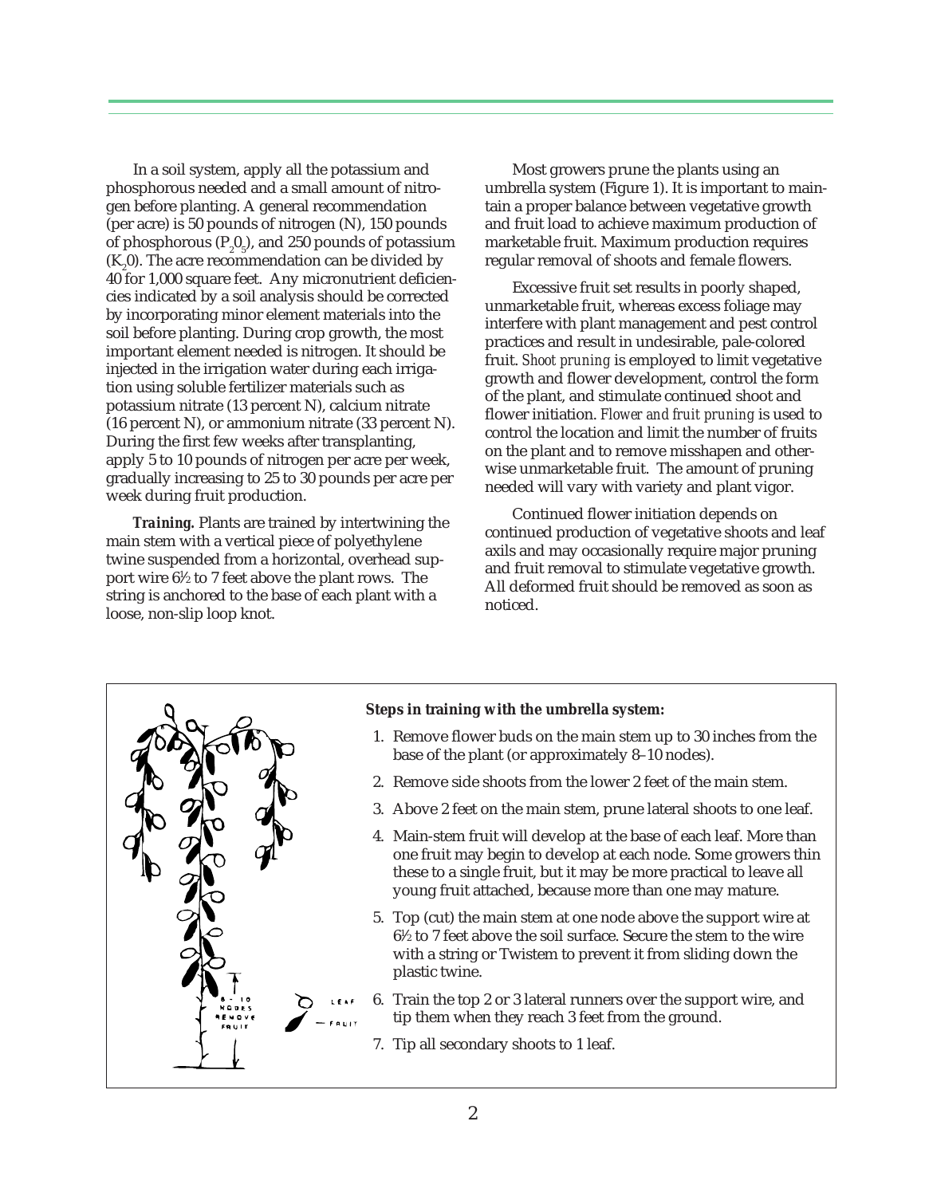In a soil system, apply all the potassium and phosphorous needed and a small amount of nitrogen before planting. A general recommendation (per acre) is 50 pounds of nitrogen (N), 150 pounds of phosphorous ($P_2O_5$), and 250 pounds of potassium ($K_2O$). The acre recommendation can be divided by 40 for 1,000 square feet. Any micronutrient deficiencies indicated by a soil analysis should be corrected by incorporating minor element materials into the soil before planting. During crop growth, the most important element needed is nitrogen. It should be injected in the irrigation water during each irrigation using soluble fertilizer materials such as potassium nitrate (13 percent N), calcium nitrate (16 percent N), or ammonium nitrate (33 percent N). During the first few weeks after transplanting, apply 5 to 10 pounds of nitrogen per acre per week, gradually increasing to 25 to 30 pounds per acre per week during fruit production.

***Training.*** Plants are trained by intertwining the main stem with a vertical piece of polyethylene twine suspended from a horizontal, overhead support wire 6½ to 7 feet above the plant rows. The string is anchored to the base of each plant with a loose, non-slip loop knot.

Most growers prune the plants using an umbrella system (Figure 1). It is important to maintain a proper balance between vegetative growth and fruit load to achieve maximum production of marketable fruit. Maximum production requires regular removal of shoots and female flowers.

Excessive fruit set results in poorly shaped, unmarketable fruit, whereas excess foliage may interfere with plant management and pest control practices and result in undesirable, pale-colored fruit. *Shoot pruning* is employed to limit vegetative growth and flower development, control the form of the plant, and stimulate continued shoot and flower initiation. *Flower and fruit pruning* is used to control the location and limit the number of fruits on the plant and to remove misshapen and otherwise unmarketable fruit. The amount of pruning needed will vary with variety and plant vigor.

Continued flower initiation depends on continued production of vegetative shoots and leaf axils and may occasionally require major pruning and fruit removal to stimulate vegetative growth. All deformed fruit should be removed as soon as noticed.

8 - 10 NODES REMOVE FRUIT

LEAF

FRUIT

***Steps in training with the umbrella system:***

1. Remove flower buds on the main stem up to 30 inches from the base of the plant (or approximately 8–10 nodes).
2. Remove side shoots from the lower 2 feet of the main stem.
3. Above 2 feet on the main stem, prune lateral shoots to one leaf.
4. Main-stem fruit will develop at the base of each leaf. More than one fruit may begin to develop at each node. Some growers thin these to a single fruit, but it may be more practical to leave all young fruit attached, because more than one may mature.
5. Top (cut) the main stem at one node above the support wire at 6½ to 7 feet above the soil surface. Secure the stem to the wire with a string or Twistem to prevent it from sliding down the plastic twine.
6. Train the top 2 or 3 lateral runners over the support wire, and tip them when they reach 3 feet from the ground.
7. Tip all secondary shoots to 1 leaf.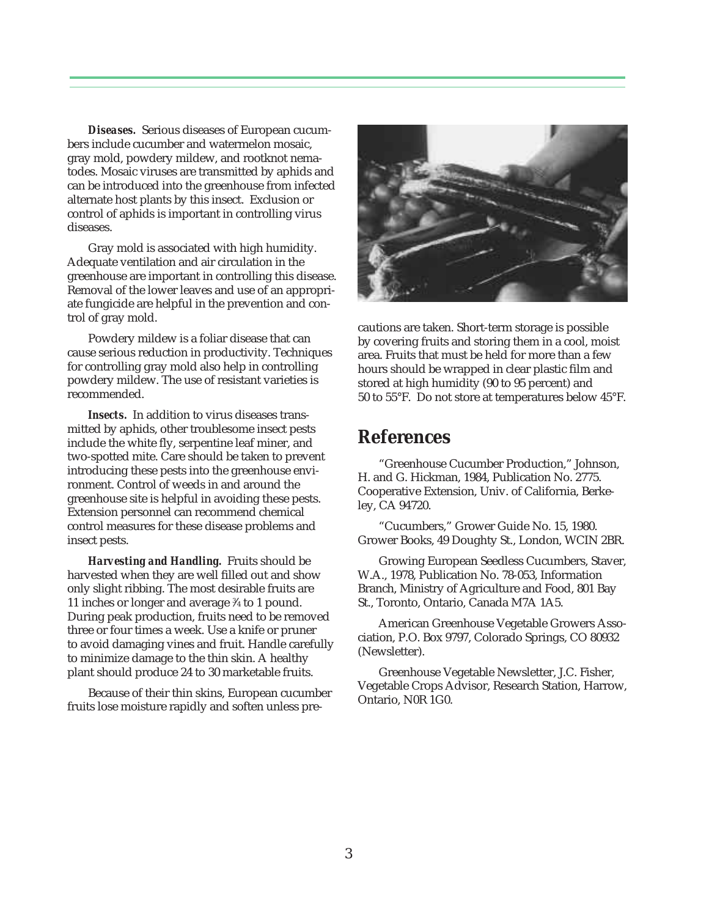***Diseases.*** Serious diseases of European cucumbers include cucumber and watermelon mosaic, gray mold, powdery mildew, and rootknot nematodes. Mosaic viruses are transmitted by aphids and can be introduced into the greenhouse from infected alternate host plants by this insect. Exclusion or control of aphids is important in controlling virus diseases.

Gray mold is associated with high humidity. Adequate ventilation and air circulation in the greenhouse are important in controlling this disease. Removal of the lower leaves and use of an appropriate fungicide are helpful in the prevention and control of gray mold.

Powdery mildew is a foliar disease that can cause serious reduction in productivity. Techniques for controlling gray mold also help in controlling powdery mildew. The use of resistant varieties is recommended.

***Insects.*** In addition to virus diseases transmitted by aphids, other troublesome insect pests include the white fly, serpentine leaf miner, and two-spotted mite. Care should be taken to prevent introducing these pests into the greenhouse environment. Control of weeds in and around the greenhouse site is helpful in avoiding these pests. Extension personnel can recommend chemical control measures for these disease problems and insect pests.

***Harvesting and Handling.*** Fruits should be harvested when they are well filled out and show only slight ribbing. The most desirable fruits are 11 inches or longer and average ¾ to 1 pound. During peak production, fruits need to be removed three or four times a week. Use a knife or pruner to avoid damaging vines and fruit. Handle carefully to minimize damage to the thin skin. A healthy plant should produce 24 to 30 marketable fruits.

Because of their thin skins, European cucumber fruits lose moisture rapidly and soften unless precautions are taken. Short-term storage is possible by covering fruits and storing them in a cool, moist area. Fruits that must be held for more than a few hours should be wrapped in clear plastic film and stored at high humidity (90 to 95 percent) and 50 to 55°F. Do not store at temperatures below 45°F.

## References

"Greenhouse Cucumber Production," Johnson, H. and G. Hickman, 1984, Publication No. 2775. Cooperative Extension, Univ. of California, Berkeley, CA 94720.

"Cucumbers," Grower Guide No. 15, 1980. Grower Books, 49 Doughty St., London, WCIN 2BR.

Growing European Seedless Cucumbers, Staver, W.A., 1978, Publication No. 78-053, Information Branch, Ministry of Agriculture and Food, 801 Bay St., Toronto, Ontario, Canada M7A 1A5.

American Greenhouse Vegetable Growers Association, P.O. Box 9797, Colorado Springs, CO 80932 (Newsletter).

Greenhouse Vegetable Newsletter, J.C. Fisher, Vegetable Crops Advisor, Research Station, Harrow, Ontario, N0R 1G0.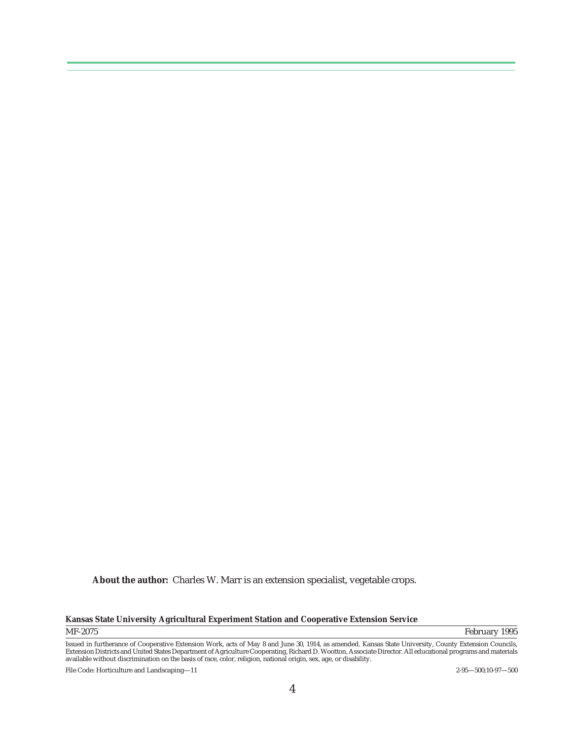**About the author:** Charles W. Marr is an extension specialist, vegetable crops.

**Kansas State University Agricultural Experiment Station and Cooperative Extension Service**

MF-2075 February 1995

Issued in furtherance of Cooperative Extension Work, acts of May 8 and June 30, 1914, as amended. Kansas State University, County Extension Councils, Extension Districts and United States Department of Agriculture Cooperating, Richard D. Wootton, Associate Director. All educational programs and materials available without discrimination on the basis of race, color, religion, national origin, sex, age, or disability.

File Code: Horticulture and Landscaping—11 2-95—500;10-97—500